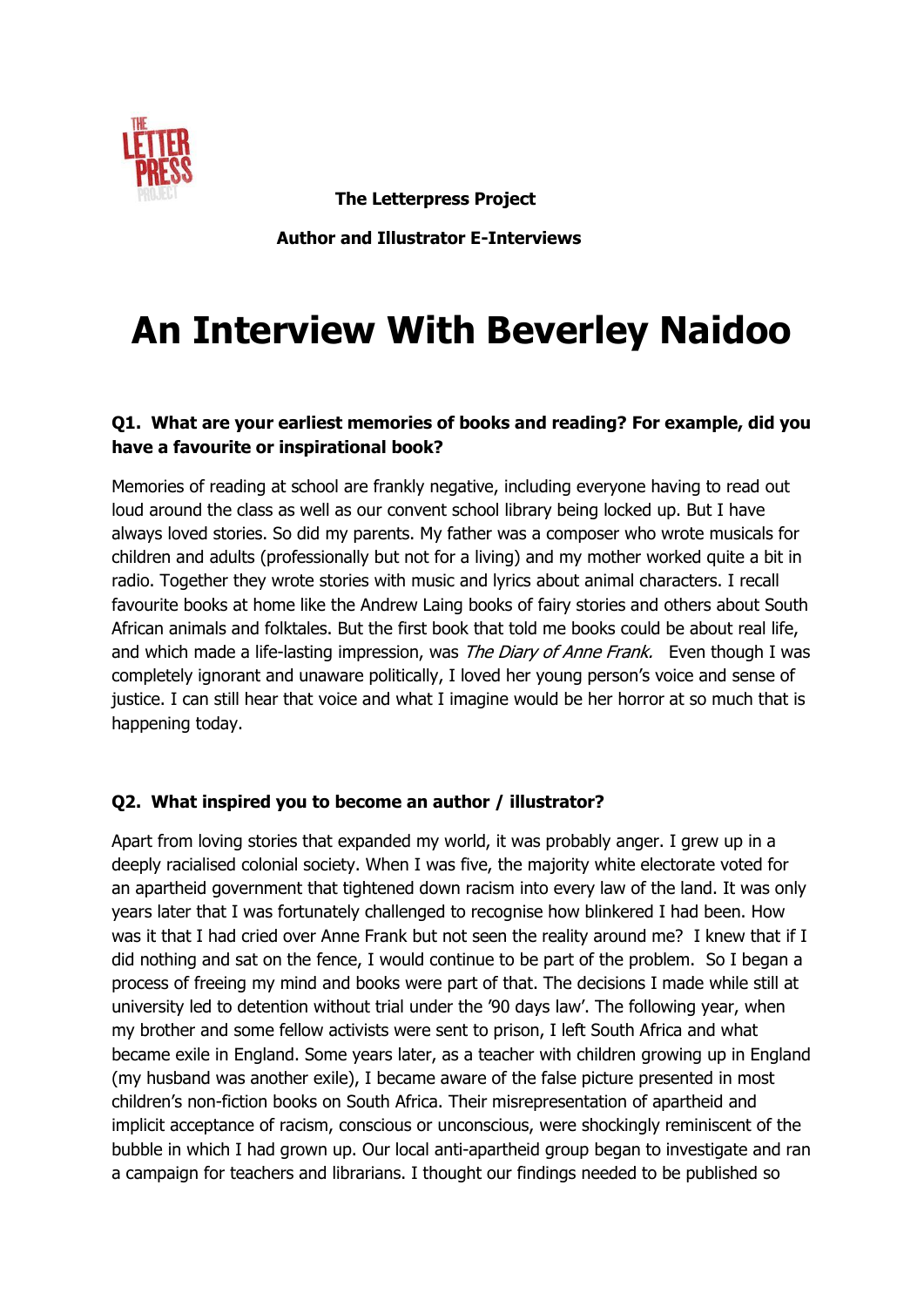**The Letterpress Project**

**Author and Illustrator E-Interviews**

# An Interview With Beverley Naidoo

### Q1. What are your earliest memories of books and reading? For example, did you have a favourite or inspirational book?

Memories of reading at school are frankly negative, including everyone having to read out loud around the class as well as our convent school library being locked up. But I have always loved stories. So did my parents. My father was a composer who wrote musicals for children and adults (professionally but not for a living) and my mother worked quite a bit in radio. Together they wrote stories with music and lyrics about animal characters. I recall favourite books at home like the Andrew Laing books of fairy stories and others about South African animals and folktales. But the first book that told me books could be about real life, and which made a life-lasting impression, was *The Diary of Anne Frank.* Even though I was completely ignorant and unaware politically, I loved her young person's voice and sense of justice. I can still hear that voice and what I imagine would be her horror at so much that is happening today.

### Q2. What inspired you to become an author / illustrator?

Apart from loving stories that expanded my world, it was probably anger. I grew up in a deeply racialised colonial society. When I was five, the majority white electorate voted for an apartheid government that tightened down racism into every law of the land. It was only years later that I was fortunately challenged to recognise how blinkered I had been. How was it that I had cried over Anne Frank but not seen the reality around me? I knew that if I did nothing and sat on the fence, I would continue to be part of the problem. So I began a process of freeing my mind and books were part of that. The decisions I made while still at university led to detention without trial under the '90 days law'. The following year, when my brother and some fellow activists were sent to prison, I left South Africa and what became exile in England. Some years later, as a teacher with children growing up in England (my husband was another exile), I became aware of the false picture presented in most children's non-fiction books on South Africa. Their misrepresentation of apartheid and implicit acceptance of racism, conscious or unconscious, were shockingly reminiscent of the bubble in which I had grown up. Our local anti-apartheid group began to investigate and ran a campaign for teachers and librarians. I thought our findings needed to be published so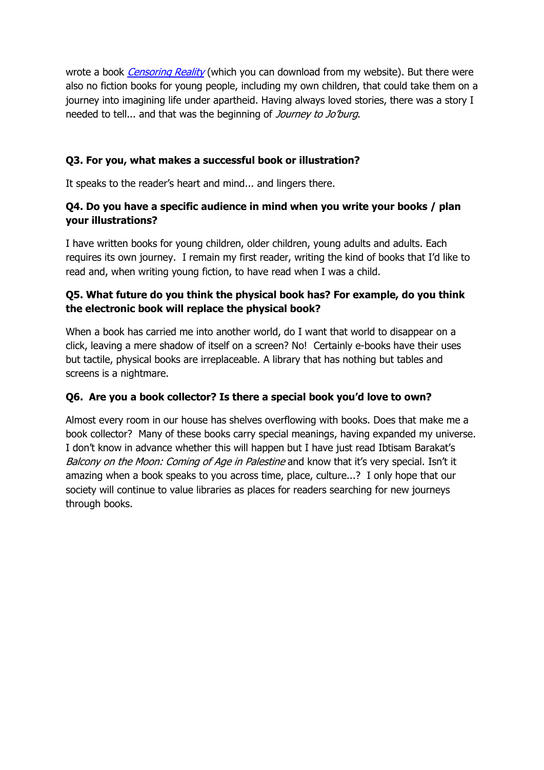wrote a book [*Censoring Reality*] (which you can download from my website). But there were also no fiction books for young people, including my own children, that could take them on a journey into imagining life under apartheid. Having always loved stories, there was a story I needed to tell... and that was the beginning of *Journey to Jo'burg*.

**Q3. For you, what makes a successful book or illustration?**

It speaks to the reader's heart and mind... and lingers there.

**Q4. Do you have a specific audience in mind when you write your books / plan your illustrations?**

I have written books for young children, older children, young adults and adults. Each requires its own journey. I remain my first reader, writing the kind of books that I'd like to read and, when writing young fiction, to have read when I was a child.

**Q5. What future do you think the physical book has? For example, do you think the electronic book will replace the physical book?**

When a book has carried me into another world, do I want that world to disappear on a click, leaving a mere shadow of itself on a screen? No! Certainly e-books have their uses but tactile, physical books are irreplaceable. A library that has nothing but tables and screens is a nightmare.

**Q6. Are you a book collector? Is there a special book you'd love to own?**

Almost every room in our house has shelves overflowing with books. Does that make me a book collector? Many of these books carry special meanings, having expanded my universe. I don't know in advance whether this will happen but I have just read Ibtisam Barakat's *Balcony on the Moon: Coming of Age in Palestine* and know that it's very special. Isn't it amazing when a book speaks to you across time, place, culture...? I only hope that our society will continue to value libraries as places for readers searching for new journeys through books.